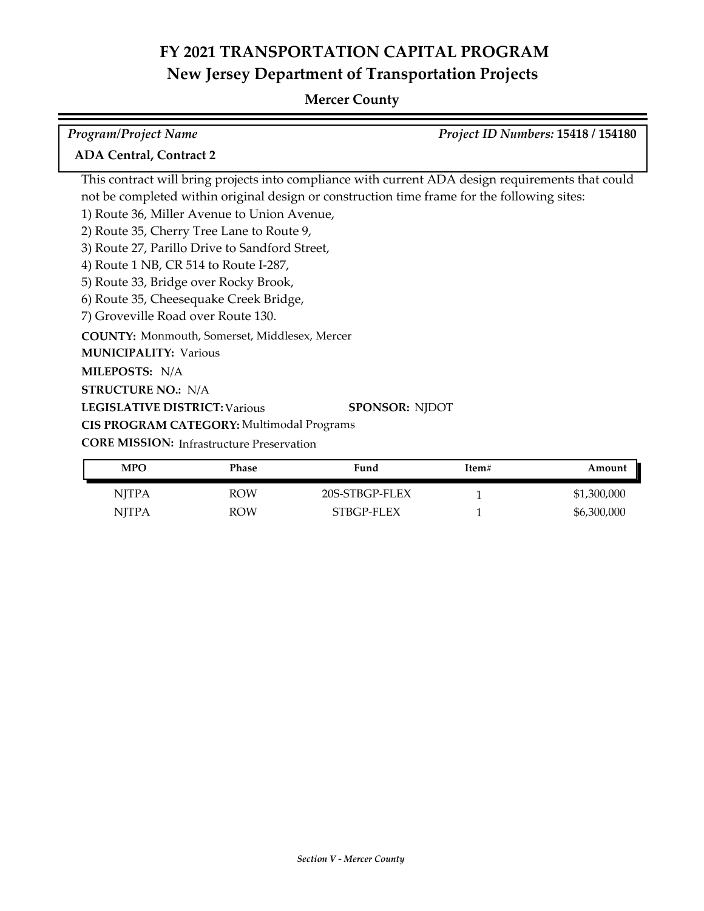# FY 2021 TRANSPORTATION CAPITAL PROGRAM
## New Jersey Department of Transportation Projects

### Mercer County

*Program/Project Name* — *Project ID Numbers:* **15418 / 154180**

**ADA Central, Contract 2**

This contract will bring projects into compliance with current ADA design requirements that could not be completed within original design or construction time frame for the following sites:

1) Route 36, Miller Avenue to Union Avenue,
2) Route 35, Cherry Tree Lane to Route 9,
3) Route 27, Parillo Drive to Sandford Street,
4) Route 1 NB, CR 514 to Route I-287,
5) Route 33, Bridge over Rocky Brook,
6) Route 35, Cheesequake Creek Bridge,
7) Groveville Road over Route 130.

**COUNTY:** Monmouth, Somerset, Middlesex, Mercer
**MUNICIPALITY:** Various
**MILEPOSTS:** N/A
**STRUCTURE NO.:** N/A
**LEGISLATIVE DISTRICT:** Various **SPONSOR:** NJDOT
**CIS PROGRAM CATEGORY:** Multimodal Programs
**CORE MISSION:** Infrastructure Preservation

| MPO | Phase | Fund | Item# | Amount |
|---|---|---|---|---|
| NJTPA | ROW | 20S-STBGP-FLEX | 1 | $1,300,000 |
| NJTPA | ROW | STBGP-FLEX | 1 | $6,300,000 |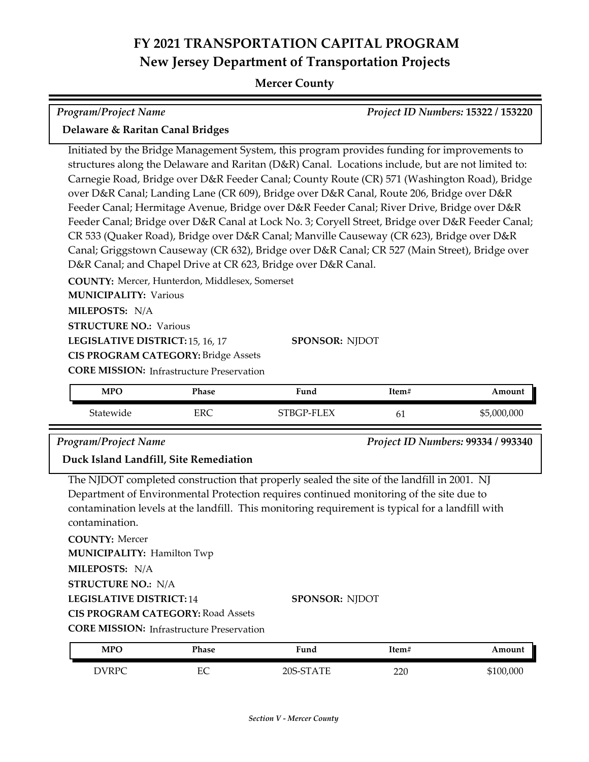# FY 2021 TRANSPORTATION CAPITAL PROGRAM
## New Jersey Department of Transportation Projects

### Mercer County

*Program/Project Name* | *Project ID Numbers:* **15322 / 153220**

**Delaware & Raritan Canal Bridges**

Initiated by the Bridge Management System, this program provides funding for improvements to structures along the Delaware and Raritan (D&R) Canal. Locations include, but are not limited to: Carnegie Road, Bridge over D&R Feeder Canal; County Route (CR) 571 (Washington Road), Bridge over D&R Canal; Landing Lane (CR 609), Bridge over D&R Canal, Route 206, Bridge over D&R Feeder Canal; Hermitage Avenue, Bridge over D&R Feeder Canal; River Drive, Bridge over D&R Feeder Canal; Bridge over D&R Canal at Lock No. 3; Coryell Street, Bridge over D&R Feeder Canal; CR 533 (Quaker Road), Bridge over D&R Canal; Manville Causeway (CR 623), Bridge over D&R Canal; Griggstown Causeway (CR 632), Bridge over D&R Canal; CR 527 (Main Street), Bridge over D&R Canal; and Chapel Drive at CR 623, Bridge over D&R Canal.

**COUNTY:** Mercer, Hunterdon, Middlesex, Somerset
**MUNICIPALITY:** Various
**MILEPOSTS:** N/A
**STRUCTURE NO.:** Various
**LEGISLATIVE DISTRICT:** 15, 16, 17
**SPONSOR:** NJDOT
**CIS PROGRAM CATEGORY:** Bridge Assets
**CORE MISSION:** Infrastructure Preservation

| MPO | Phase | Fund | Item# | Amount |
|---|---|---|---|---|
| Statewide | ERC | STBGP-FLEX | 61 | $5,000,000 |

*Program/Project Name* | *Project ID Numbers:* **99334 / 993340**

**Duck Island Landfill, Site Remediation**

The NJDOT completed construction that properly sealed the site of the landfill in 2001. NJ Department of Environmental Protection requires continued monitoring of the site due to contamination levels at the landfill. This monitoring requirement is typical for a landfill with contamination.

**COUNTY:** Mercer
**MUNICIPALITY:** Hamilton Twp
**MILEPOSTS:** N/A
**STRUCTURE NO.:** N/A
**LEGISLATIVE DISTRICT:** 14
**SPONSOR:** NJDOT
**CIS PROGRAM CATEGORY:** Road Assets
**CORE MISSION:** Infrastructure Preservation

| MPO | Phase | Fund | Item# | Amount |
|---|---|---|---|---|
| DVRPC | EC | 20S-STATE | 220 | $100,000 |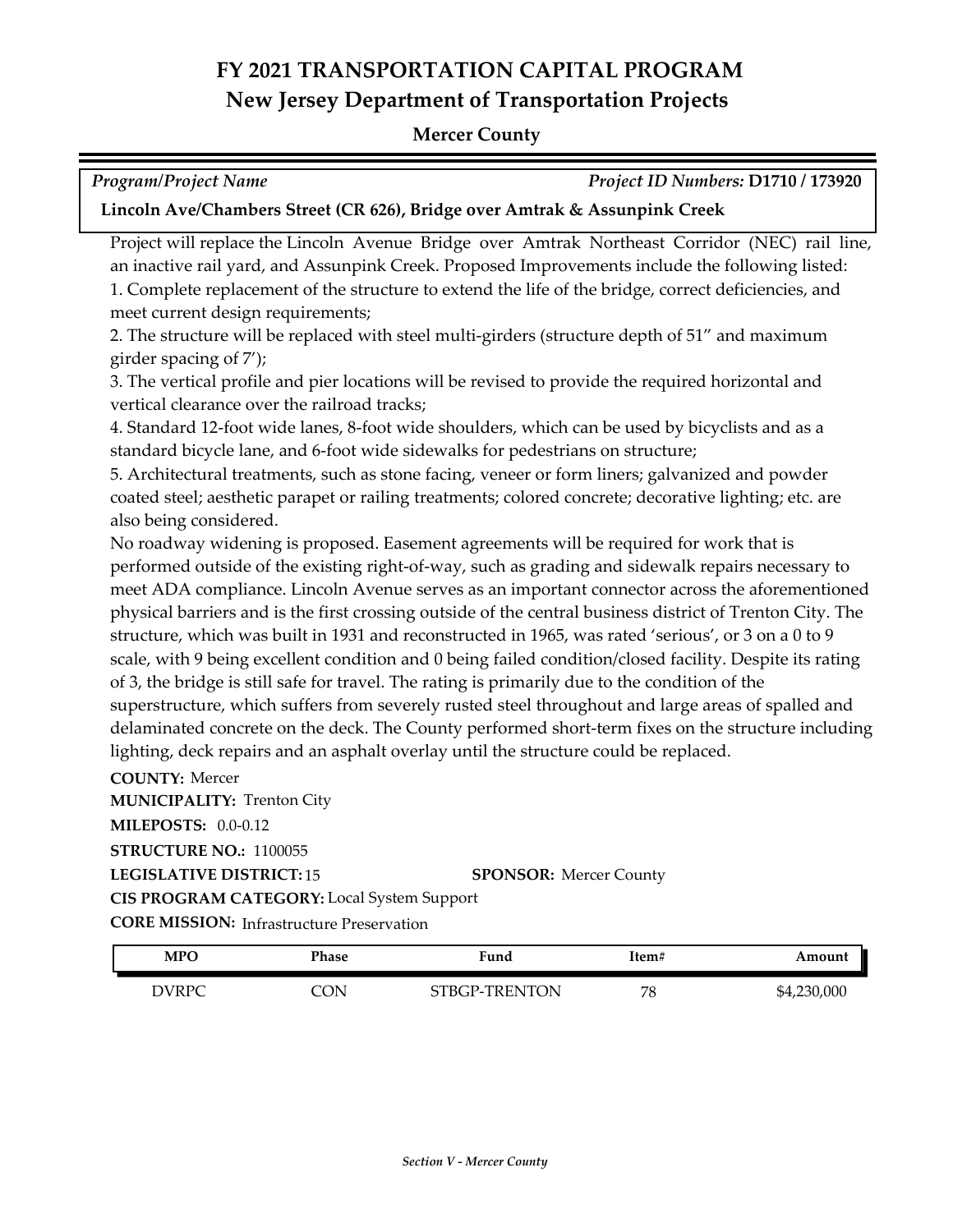# FY 2021 TRANSPORTATION CAPITAL PROGRAM
## New Jersey Department of Transportation Projects

### Mercer County

*Program/Project Name* *Project ID Numbers:* **D1710 / 173920**

**Lincoln Ave/Chambers Street (CR 626), Bridge over Amtrak & Assunpink Creek**

Project will replace the Lincoln Avenue Bridge over Amtrak Northeast Corridor (NEC) rail line, an inactive rail yard, and Assunpink Creek. Proposed Improvements include the following listed:

1. Complete replacement of the structure to extend the life of the bridge, correct deficiencies, and meet current design requirements;
2. The structure will be replaced with steel multi-girders (structure depth of 51" and maximum girder spacing of 7');
3. The vertical profile and pier locations will be revised to provide the required horizontal and vertical clearance over the railroad tracks;
4. Standard 12-foot wide lanes, 8-foot wide shoulders, which can be used by bicyclists and as a standard bicycle lane, and 6-foot wide sidewalks for pedestrians on structure;
5. Architectural treatments, such as stone facing, veneer or form liners; galvanized and powder coated steel; aesthetic parapet or railing treatments; colored concrete; decorative lighting; etc. are also being considered.

No roadway widening is proposed. Easement agreements will be required for work that is performed outside of the existing right-of-way, such as grading and sidewalk repairs necessary to meet ADA compliance. Lincoln Avenue serves as an important connector across the aforementioned physical barriers and is the first crossing outside of the central business district of Trenton City. The structure, which was built in 1931 and reconstructed in 1965, was rated 'serious', or 3 on a 0 to 9 scale, with 9 being excellent condition and 0 being failed condition/closed facility. Despite its rating of 3, the bridge is still safe for travel. The rating is primarily due to the condition of the superstructure, which suffers from severely rusted steel throughout and large areas of spalled and delaminated concrete on the deck. The County performed short-term fixes on the structure including lighting, deck repairs and an asphalt overlay until the structure could be replaced.

**COUNTY:** Mercer
**MUNICIPALITY:** Trenton City
**MILEPOSTS:** 0.0-0.12
**STRUCTURE NO.:** 1100055
**LEGISLATIVE DISTRICT:** 15 **SPONSOR:** Mercer County
**CIS PROGRAM CATEGORY:** Local System Support
**CORE MISSION:** Infrastructure Preservation

| MPO | Phase | Fund | Item# | Amount |
|---|---|---|---|---|
| DVRPC | CON | STBGP-TRENTON | 78 | $4,230,000 |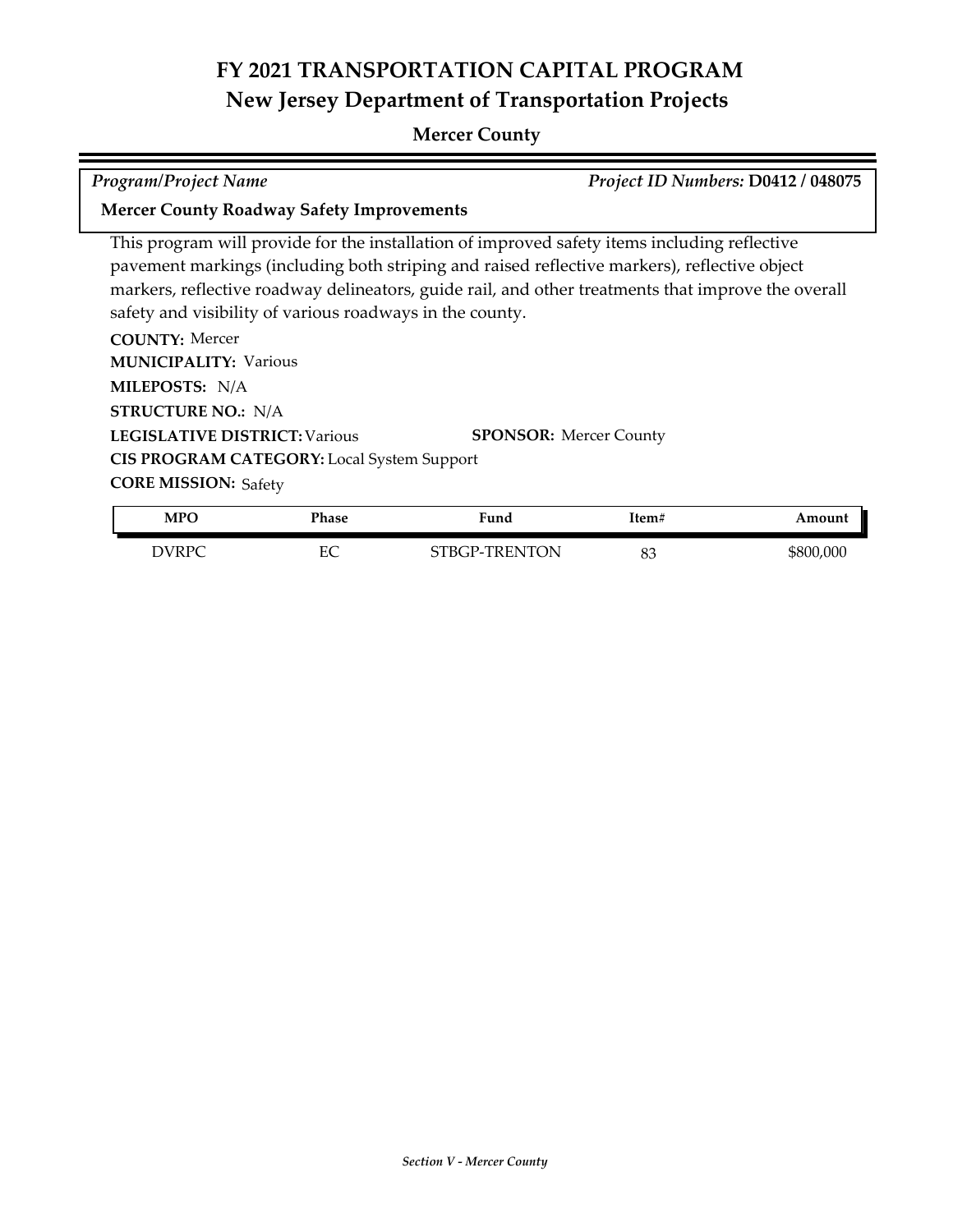# FY 2021 TRANSPORTATION CAPITAL PROGRAM
## New Jersey Department of Transportation Projects

### Mercer County

*Program/Project Name* | *Project ID Numbers:* **D0412 / 048075**

**Mercer County Roadway Safety Improvements**

This program will provide for the installation of improved safety items including reflective pavement markings (including both striping and raised reflective markers), reflective object markers, reflective roadway delineators, guide rail, and other treatments that improve the overall safety and visibility of various roadways in the county.

**COUNTY:** Mercer
**MUNICIPALITY:** Various
**MILEPOSTS:** N/A
**STRUCTURE NO.:** N/A
**LEGISLATIVE DISTRICT:** Various
**SPONSOR:** Mercer County
**CIS PROGRAM CATEGORY:** Local System Support
**CORE MISSION:** Safety

| MPO | Phase | Fund | Item# | Amount |
|---|---|---|---|---|
| DVRPC | EC | STBGP-TRENTON | 83 | $800,000 |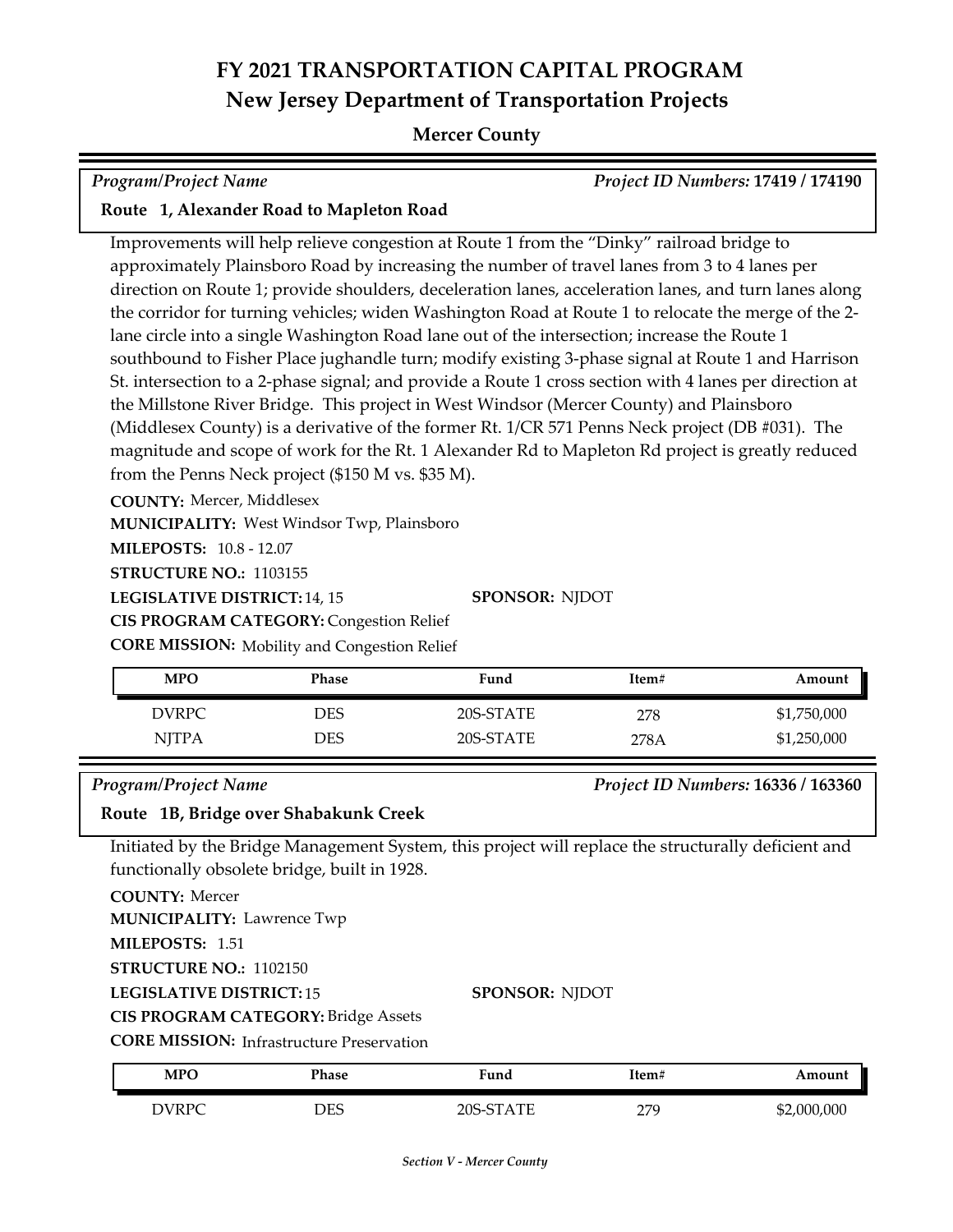# FY 2021 TRANSPORTATION CAPITAL PROGRAM
## New Jersey Department of Transportation Projects

**Mercer County**

*Program/Project Name* — *Project ID Numbers:* **17419 / 174190**

**Route 1, Alexander Road to Mapleton Road**

Improvements will help relieve congestion at Route 1 from the "Dinky" railroad bridge to approximately Plainsboro Road by increasing the number of travel lanes from 3 to 4 lanes per direction on Route 1; provide shoulders, deceleration lanes, acceleration lanes, and turn lanes along the corridor for turning vehicles; widen Washington Road at Route 1 to relocate the merge of the 2-lane circle into a single Washington Road lane out of the intersection; increase the Route 1 southbound to Fisher Place jughandle turn; modify existing 3-phase signal at Route 1 and Harrison St. intersection to a 2-phase signal; and provide a Route 1 cross section with 4 lanes per direction at the Millstone River Bridge. This project in West Windsor (Mercer County) and Plainsboro (Middlesex County) is a derivative of the former Rt. 1/CR 571 Penns Neck project (DB #031). The magnitude and scope of work for the Rt. 1 Alexander Rd to Mapleton Rd project is greatly reduced from the Penns Neck project ($150 M vs. $35 M).

**COUNTY:** Mercer, Middlesex
**MUNICIPALITY:** West Windsor Twp, Plainsboro
**MILEPOSTS:** 10.8 - 12.07
**STRUCTURE NO.:** 1103155
**LEGISLATIVE DISTRICT:** 14, 15 — **SPONSOR:** NJDOT
**CIS PROGRAM CATEGORY:** Congestion Relief
**CORE MISSION:** Mobility and Congestion Relief

| MPO | Phase | Fund | Item# | Amount |
|---|---|---|---|---|
| DVRPC | DES | 20S-STATE | 278 | $1,750,000 |
| NJTPA | DES | 20S-STATE | 278A | $1,250,000 |

*Program/Project Name* — *Project ID Numbers:* **16336 / 163360**

**Route 1B, Bridge over Shabakunk Creek**

Initiated by the Bridge Management System, this project will replace the structurally deficient and functionally obsolete bridge, built in 1928.

**COUNTY:** Mercer
**MUNICIPALITY:** Lawrence Twp
**MILEPOSTS:** 1.51
**STRUCTURE NO.:** 1102150
**LEGISLATIVE DISTRICT:** 15 — **SPONSOR:** NJDOT
**CIS PROGRAM CATEGORY:** Bridge Assets
**CORE MISSION:** Infrastructure Preservation

| MPO | Phase | Fund | Item# | Amount |
|---|---|---|---|---|
| DVRPC | DES | 20S-STATE | 279 | $2,000,000 |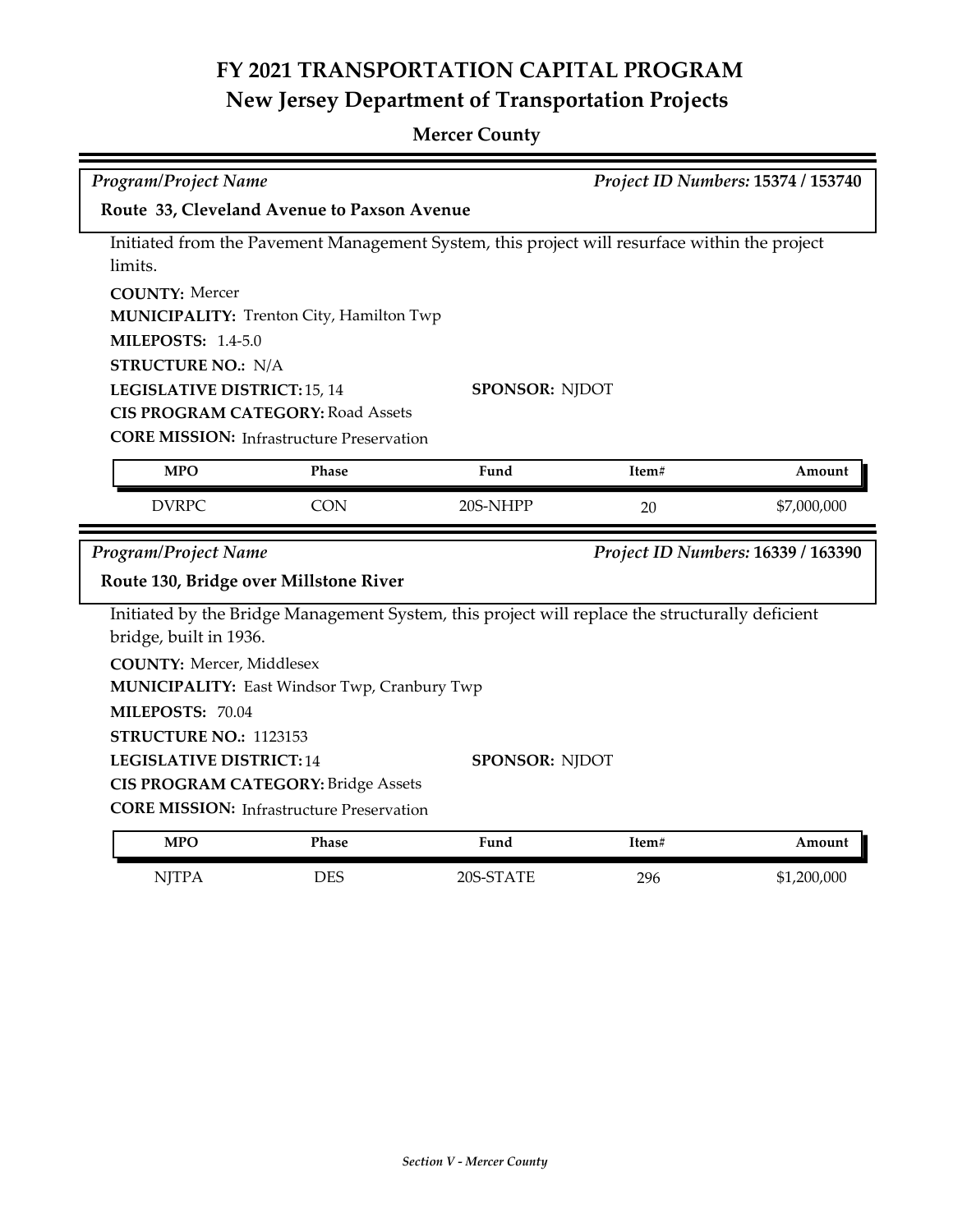# FY 2021 TRANSPORTATION CAPITAL PROGRAM
## New Jersey Department of Transportation Projects

### Mercer County

*Program/Project Name* *Project ID Numbers:* **15374 / 153740**

**Route 33, Cleveland Avenue to Paxson Avenue**

Initiated from the Pavement Management System, this project will resurface within the project limits.

**COUNTY:** Mercer
**MUNICIPALITY:** Trenton City, Hamilton Twp
**MILEPOSTS:** 1.4-5.0
**STRUCTURE NO.:** N/A
**LEGISLATIVE DISTRICT:** 15, 14
**SPONSOR:** NJDOT
**CIS PROGRAM CATEGORY:** Road Assets
**CORE MISSION:** Infrastructure Preservation

| MPO | Phase | Fund | Item# | Amount |
|---|---|---|---|---|
| DVRPC | CON | 20S-NHPP | 20 | $7,000,000 |

*Program/Project Name* *Project ID Numbers:* **16339 / 163390**

**Route 130, Bridge over Millstone River**

Initiated by the Bridge Management System, this project will replace the structurally deficient bridge, built in 1936.

**COUNTY:** Mercer, Middlesex
**MUNICIPALITY:** East Windsor Twp, Cranbury Twp
**MILEPOSTS:** 70.04
**STRUCTURE NO.:** 1123153
**LEGISLATIVE DISTRICT:** 14
**SPONSOR:** NJDOT
**CIS PROGRAM CATEGORY:** Bridge Assets
**CORE MISSION:** Infrastructure Preservation

| MPO | Phase | Fund | Item# | Amount |
|---|---|---|---|---|
| NJTPA | DES | 20S-STATE | 296 | $1,200,000 |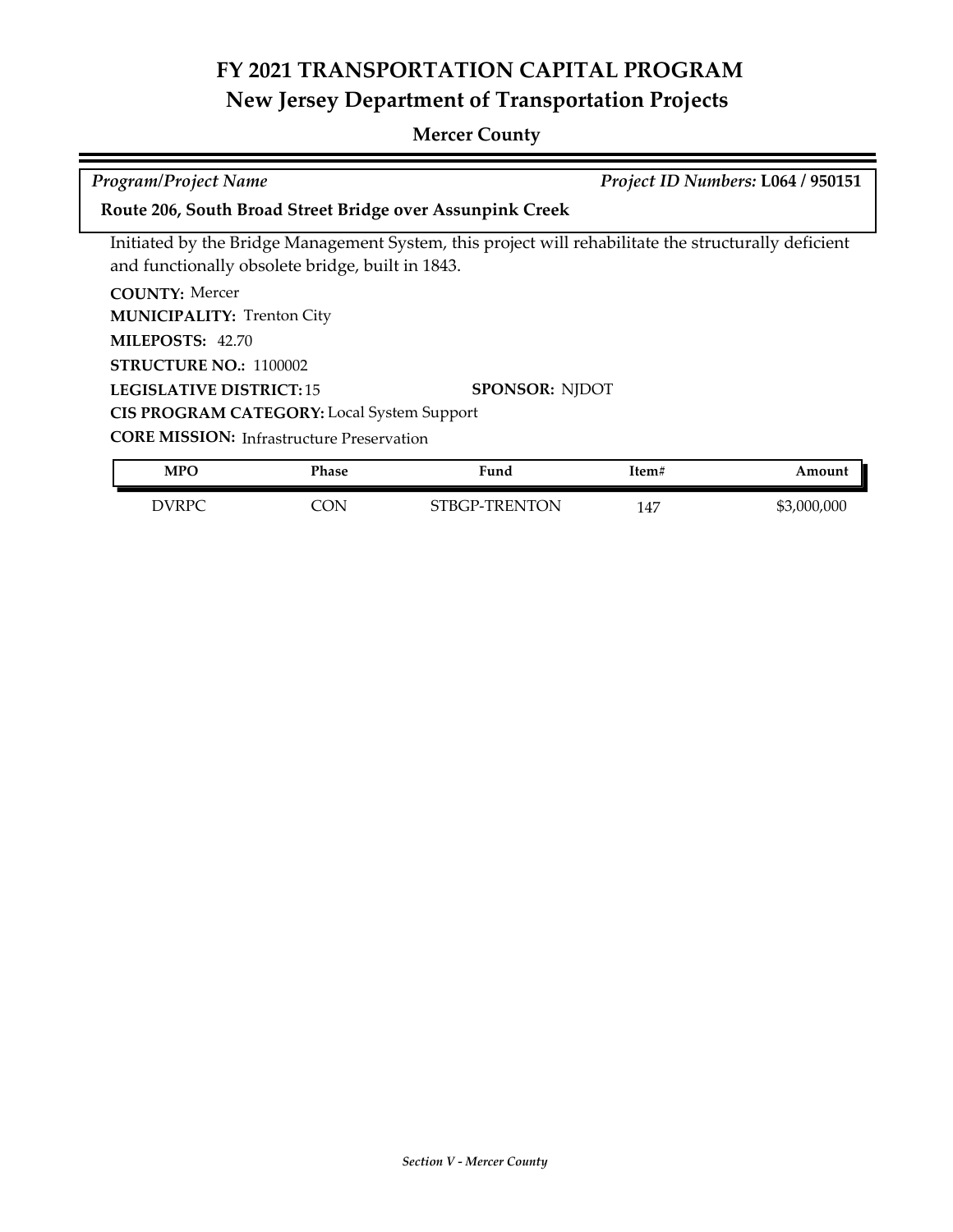# FY 2021 TRANSPORTATION CAPITAL PROGRAM
## New Jersey Department of Transportation Projects

### Mercer County

*Program/Project Name* — *Project ID Numbers:* **L064 / 950151**

**Route 206, South Broad Street Bridge over Assunpink Creek**

Initiated by the Bridge Management System, this project will rehabilitate the structurally deficient and functionally obsolete bridge, built in 1843.

**COUNTY:** Mercer
**MUNICIPALITY:** Trenton City
**MILEPOSTS:** 42.70
**STRUCTURE NO.:** 1100002
**LEGISLATIVE DISTRICT:** 15 **SPONSOR:** NJDOT
**CIS PROGRAM CATEGORY:** Local System Support
**CORE MISSION:** Infrastructure Preservation

| MPO | Phase | Fund | Item# | Amount |
|---|---|---|---|---|
| DVRPC | CON | STBGP-TRENTON | 147 | $3,000,000 |